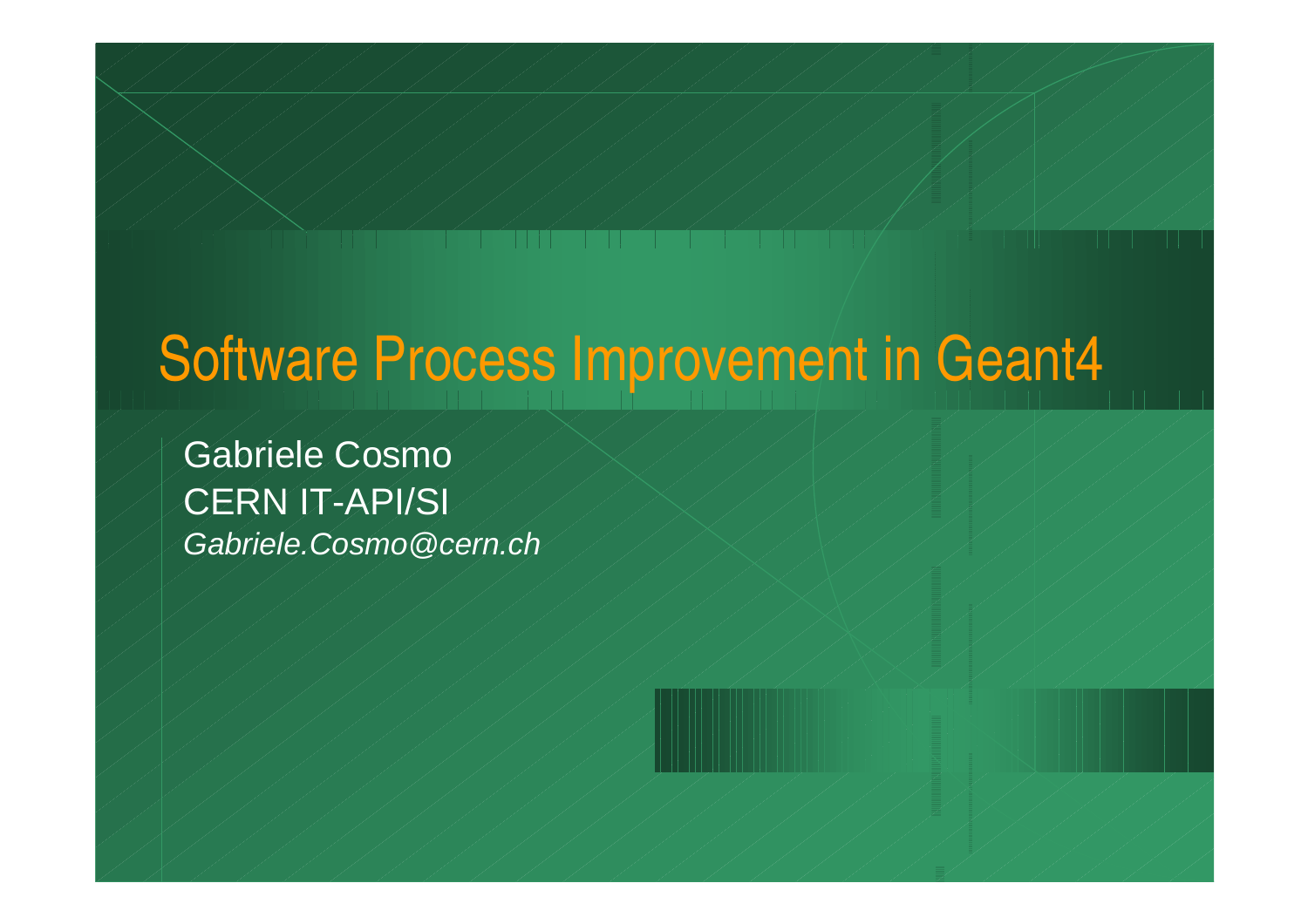# Software Process Improvement in Geant4

Gabriele Cosmo
CERN IT-API/SI
*Gabriele.Cosmo@cern.ch*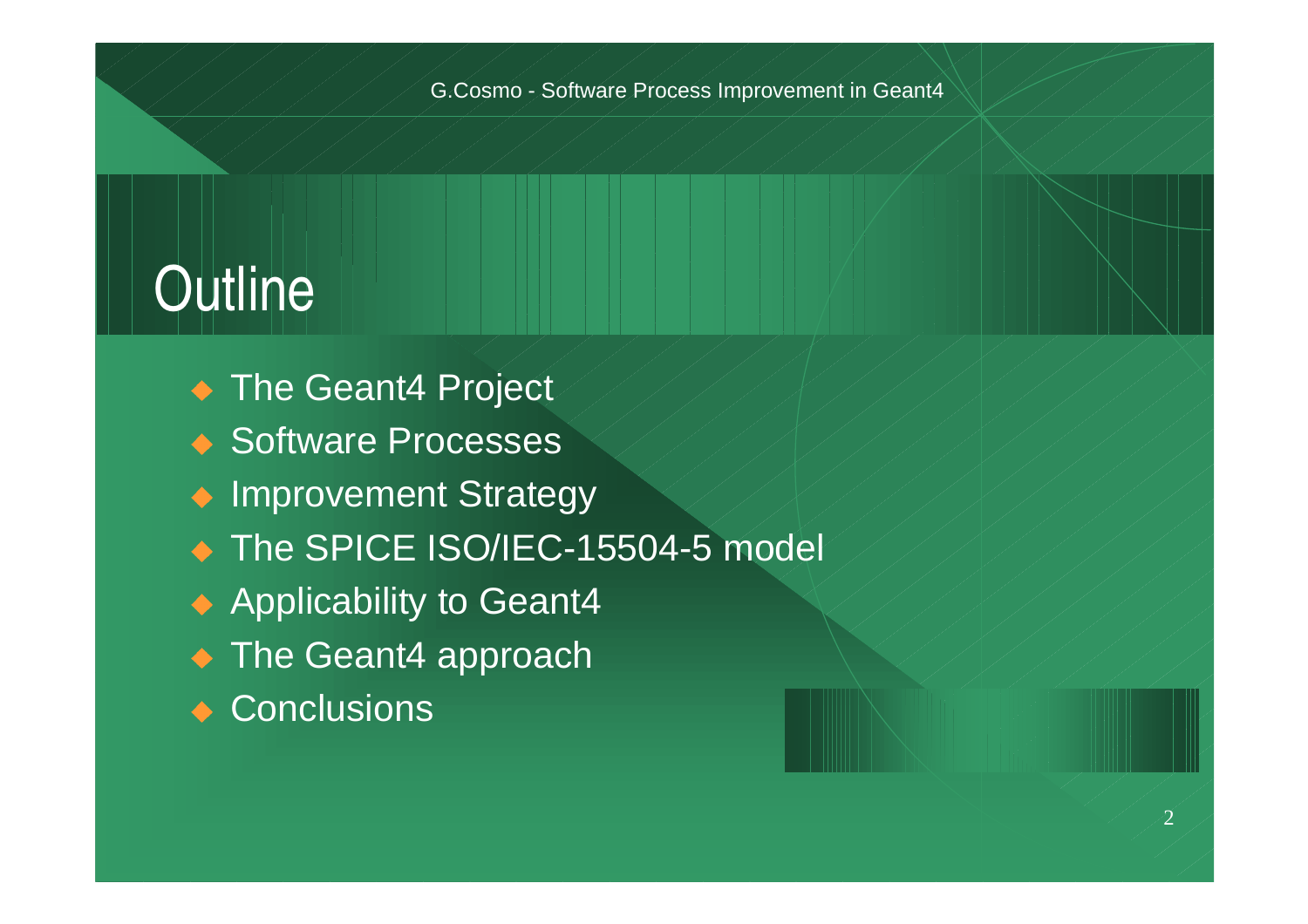# Outline

- The Geant4 Project
- Software Processes
- Improvement Strategy
- The SPICE ISO/IEC-15504-5 model
- Applicability to Geant4
- The Geant4 approach
- Conclusions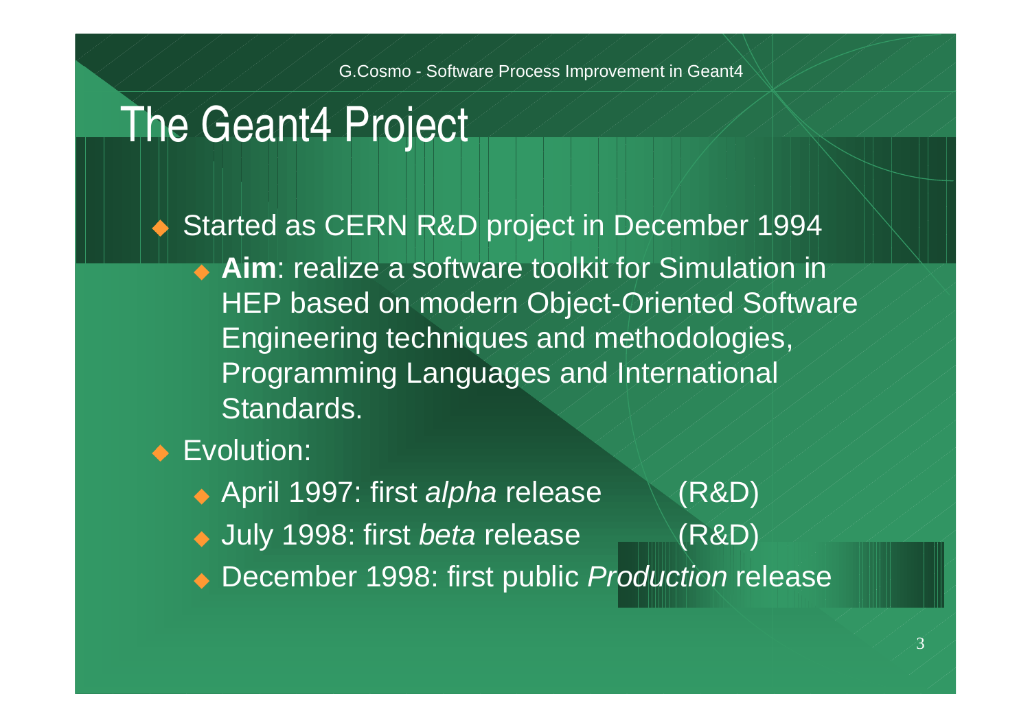# The Geant4 Project

- Started as CERN R&D project in December 1994
  - **Aim**: realize a software toolkit for Simulation in HEP based on modern Object-Oriented Software Engineering techniques and methodologies, Programming Languages and International Standards.
- Evolution:
  - April 1997: first *alpha* release (R&D)
  - July 1998: first *beta* release (R&D)
  - December 1998: first public *Production* release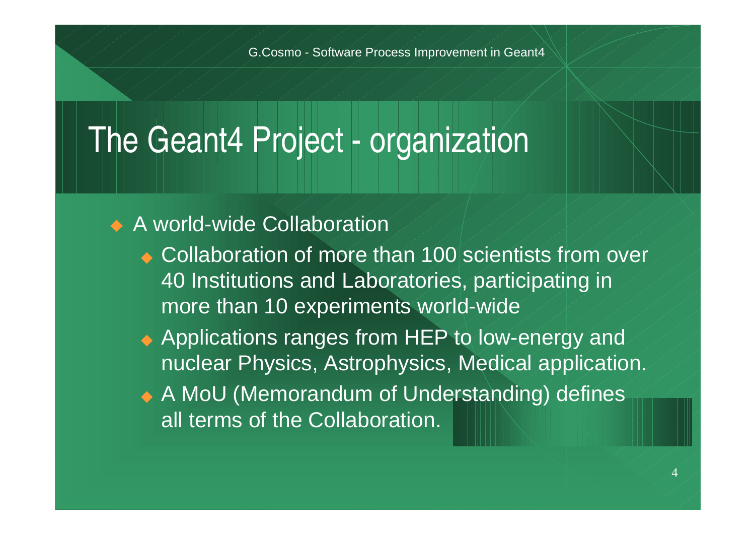# The Geant4 Project - organization

- A world-wide Collaboration
  - Collaboration of more than 100 scientists from over 40 Institutions and Laboratories, participating in more than 10 experiments world-wide
  - Applications ranges from HEP to low-energy and nuclear Physics, Astrophysics, Medical application.
  - A MoU (Memorandum of Understanding) defines all terms of the Collaboration.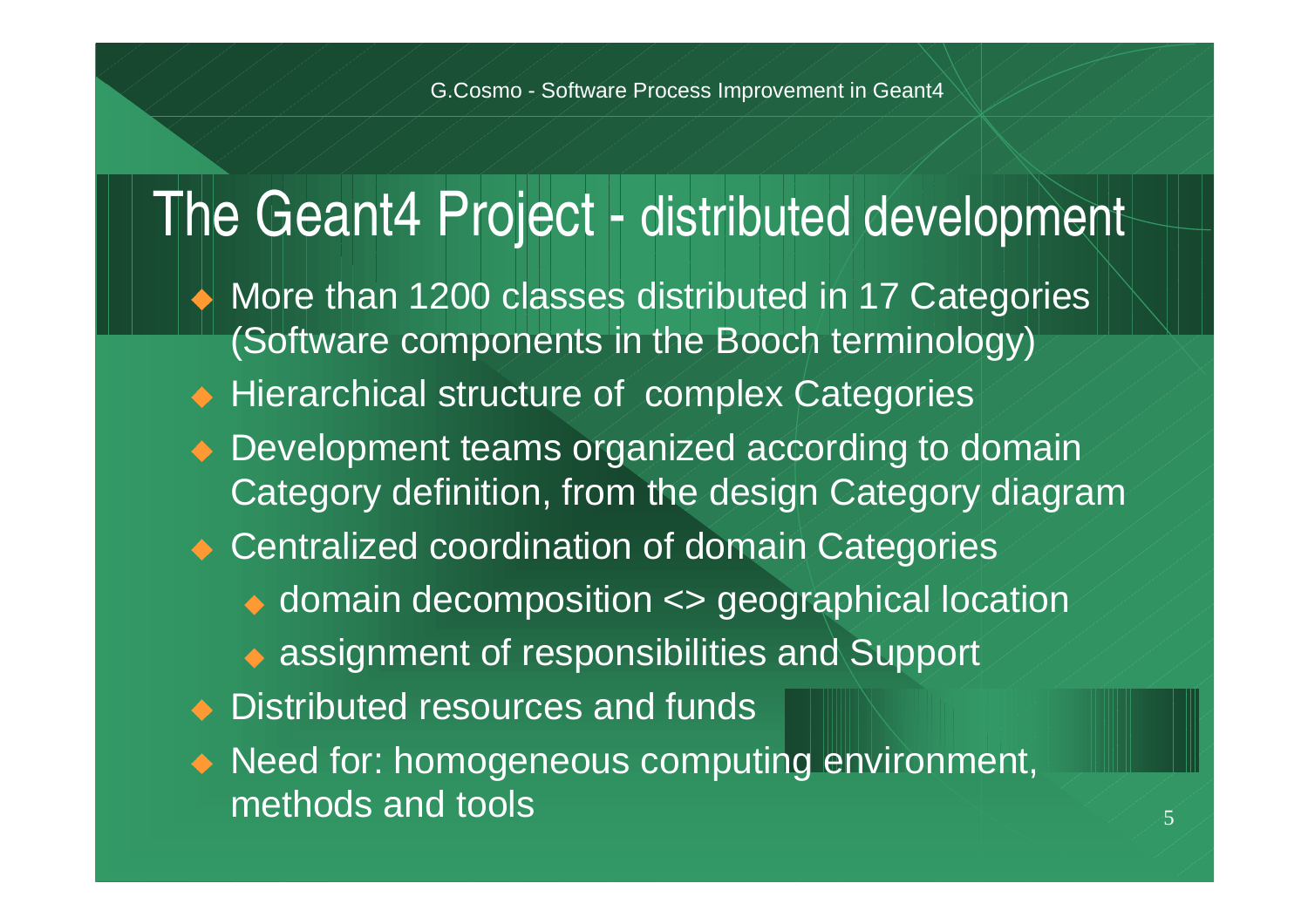# The Geant4 Project - distributed development

- More than 1200 classes distributed in 17 Categories (Software components in the Booch terminology)
- Hierarchical structure of complex Categories
- Development teams organized according to domain Category definition, from the design Category diagram
- Centralized coordination of domain Categories
  - domain decomposition <> geographical location
  - assignment of responsibilities and Support
- Distributed resources and funds
- Need for: homogeneous computing environment, methods and tools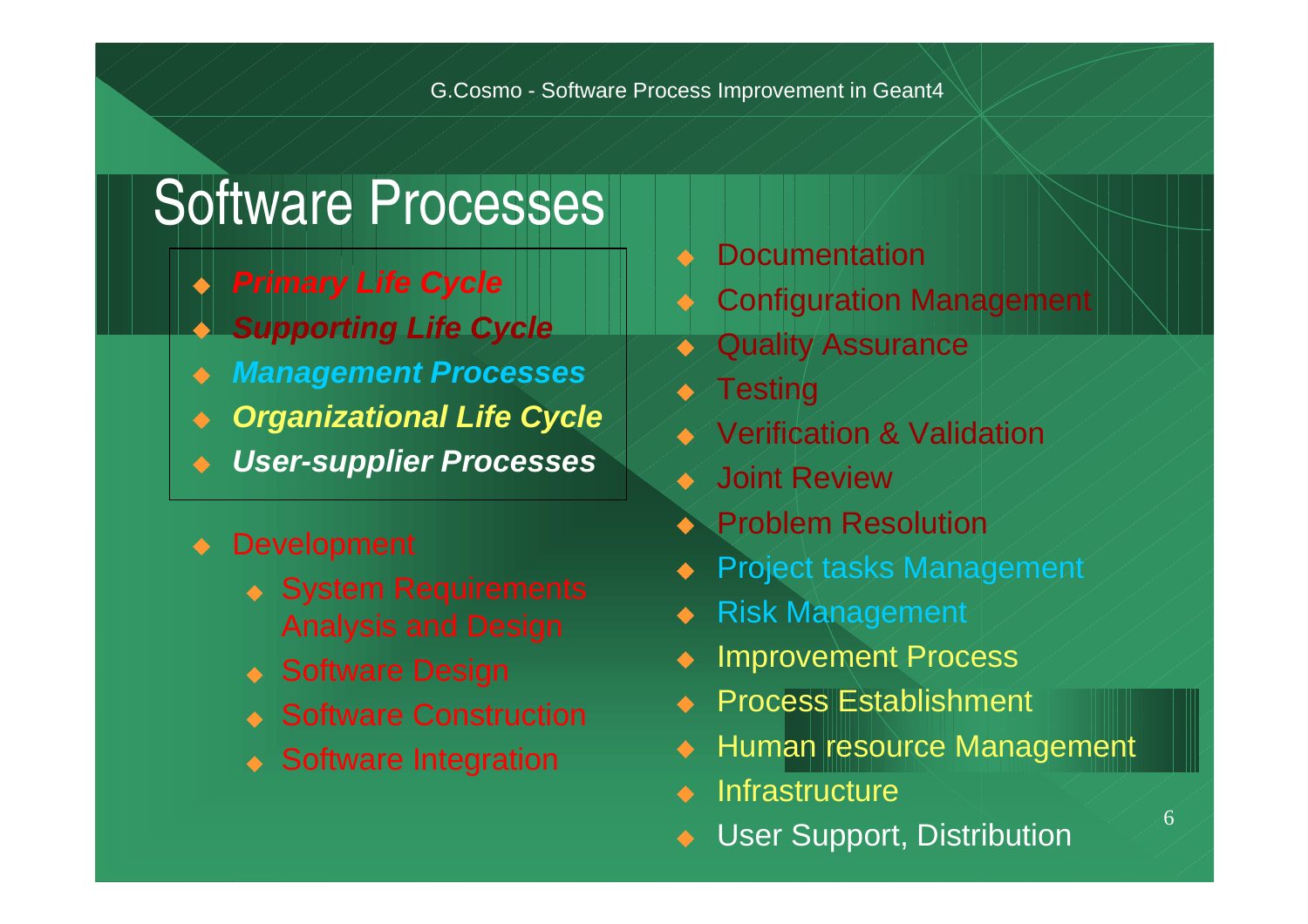# Software Processes

- ***Primary Life Cycle***
- ***Supporting Life Cycle***
- ***Management Processes***
- ***Organizational Life Cycle***
- ***User-supplier Processes***

- Development
  - System Requirements Analysis and Design
  - Software Design
  - Software Construction
  - Software Integration

- Documentation
- Configuration Management
- Quality Assurance
- Testing
- Verification & Validation
- Joint Review
- Problem Resolution
- Project tasks Management
- Risk Management
- Improvement Process
- Process Establishment
- Human resource Management
- Infrastructure
- User Support, Distribution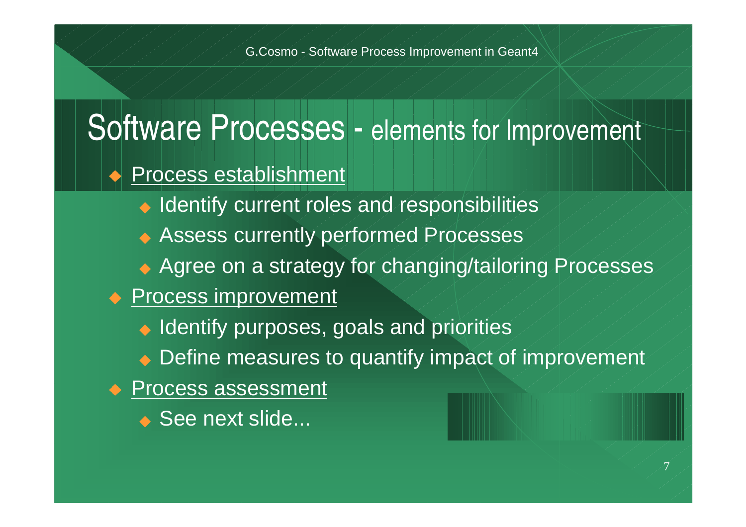# Software Processes - elements for Improvement

- Process establishment
  - Identify current roles and responsibilities
  - Assess currently performed Processes
  - Agree on a strategy for changing/tailoring Processes
- Process improvement
  - Identify purposes, goals and priorities
  - Define measures to quantify impact of improvement
- Process assessment
  - See next slide...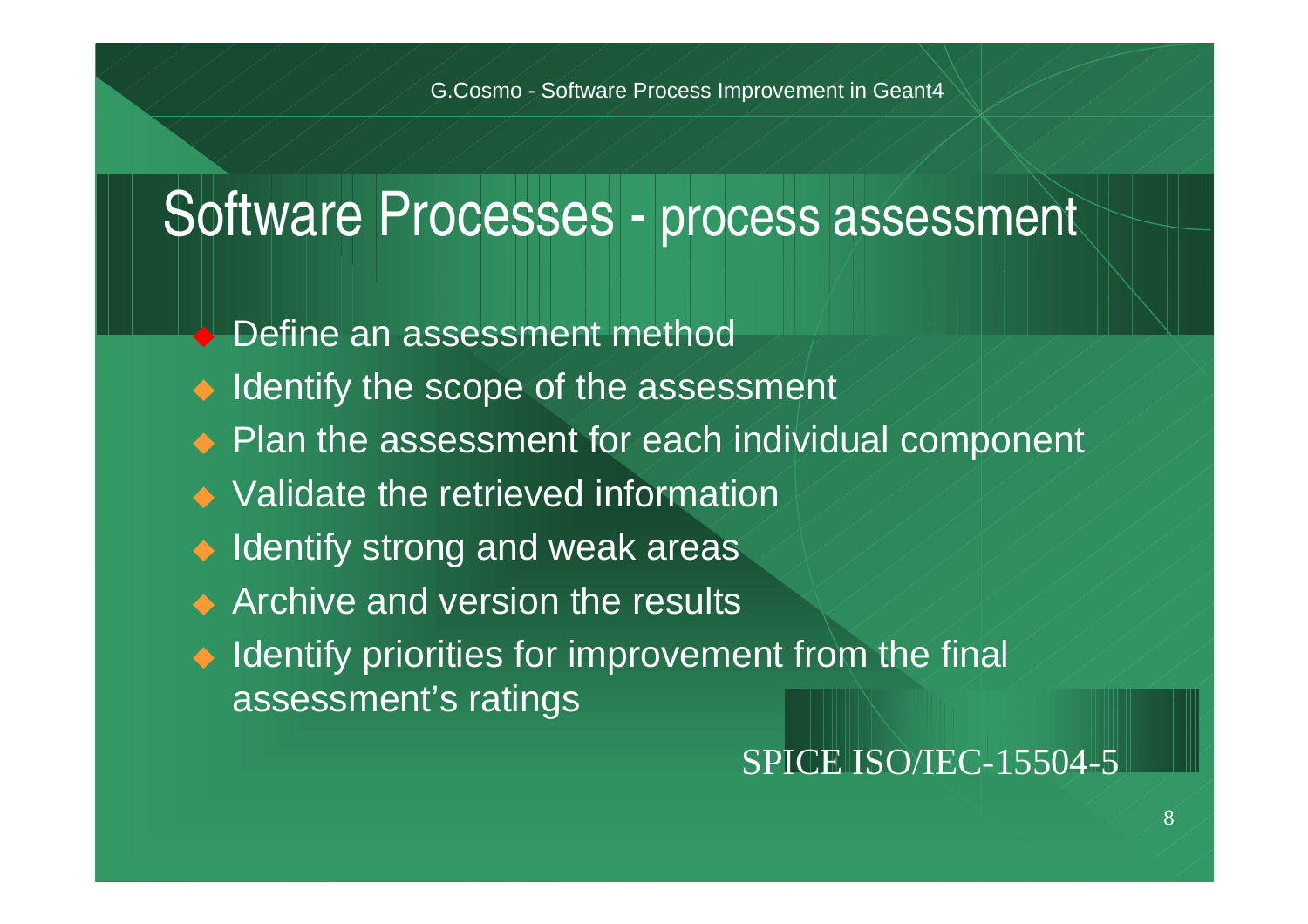# Software Processes - process assessment

- Define an assessment method
- Identify the scope of the assessment
- Plan the assessment for each individual component
- Validate the retrieved information
- Identify strong and weak areas
- Archive and version the results
- Identify priorities for improvement from the final assessment's ratings

SPICE ISO/IEC-15504-5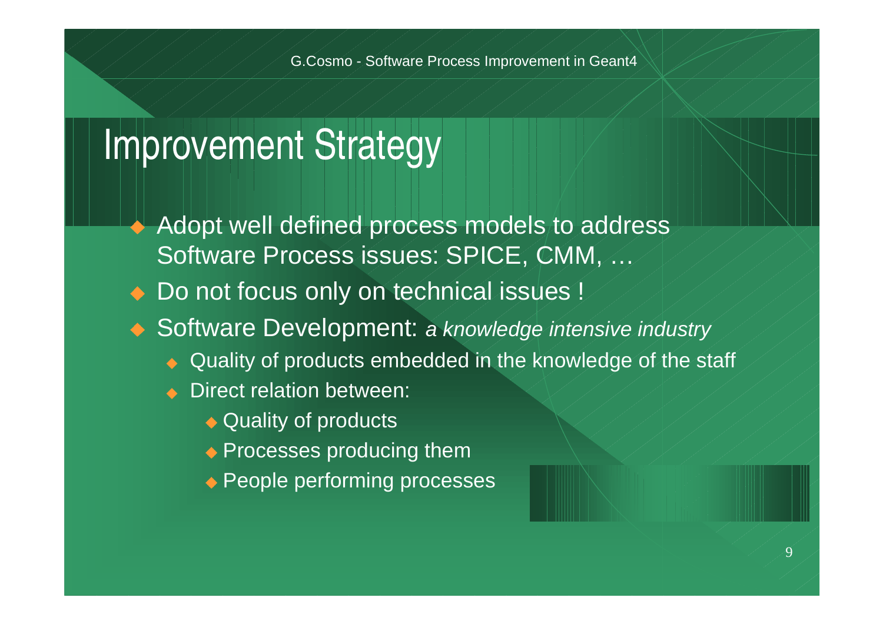# Improvement Strategy

- Adopt well defined process models to address Software Process issues: SPICE, CMM, …
- Do not focus only on technical issues !
- Software Development: *a knowledge intensive industry*
  - Quality of products embedded in the knowledge of the staff
  - Direct relation between:
    - Quality of products
    - Processes producing them
    - People performing processes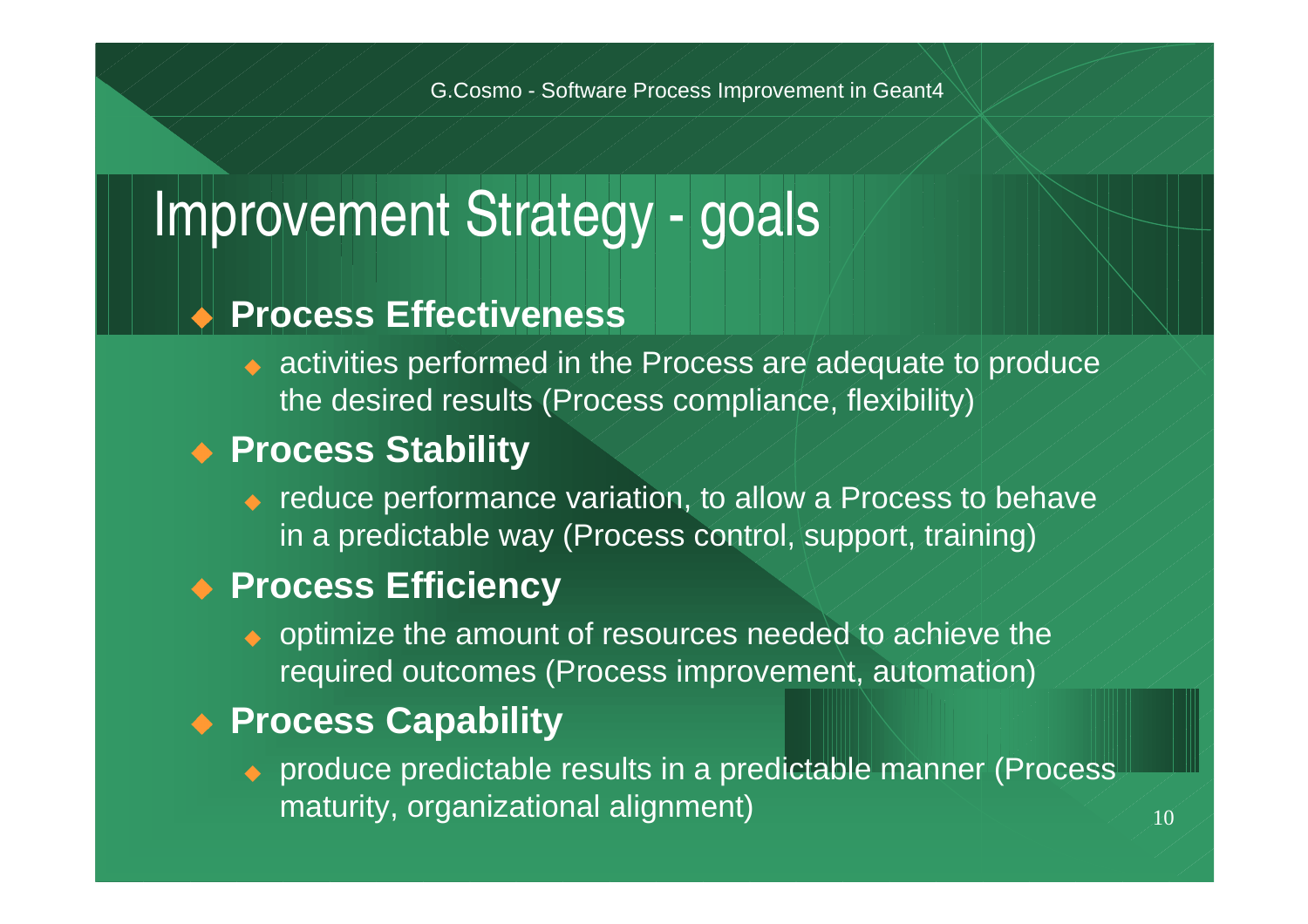# Improvement Strategy - goals

- **Process Effectiveness**
  - activities performed in the Process are adequate to produce the desired results (Process compliance, flexibility)
- **Process Stability**
  - reduce performance variation, to allow a Process to behave in a predictable way (Process control, support, training)
- **Process Efficiency**
  - optimize the amount of resources needed to achieve the required outcomes (Process improvement, automation)
- **Process Capability**
  - produce predictable results in a predictable manner (Process maturity, organizational alignment)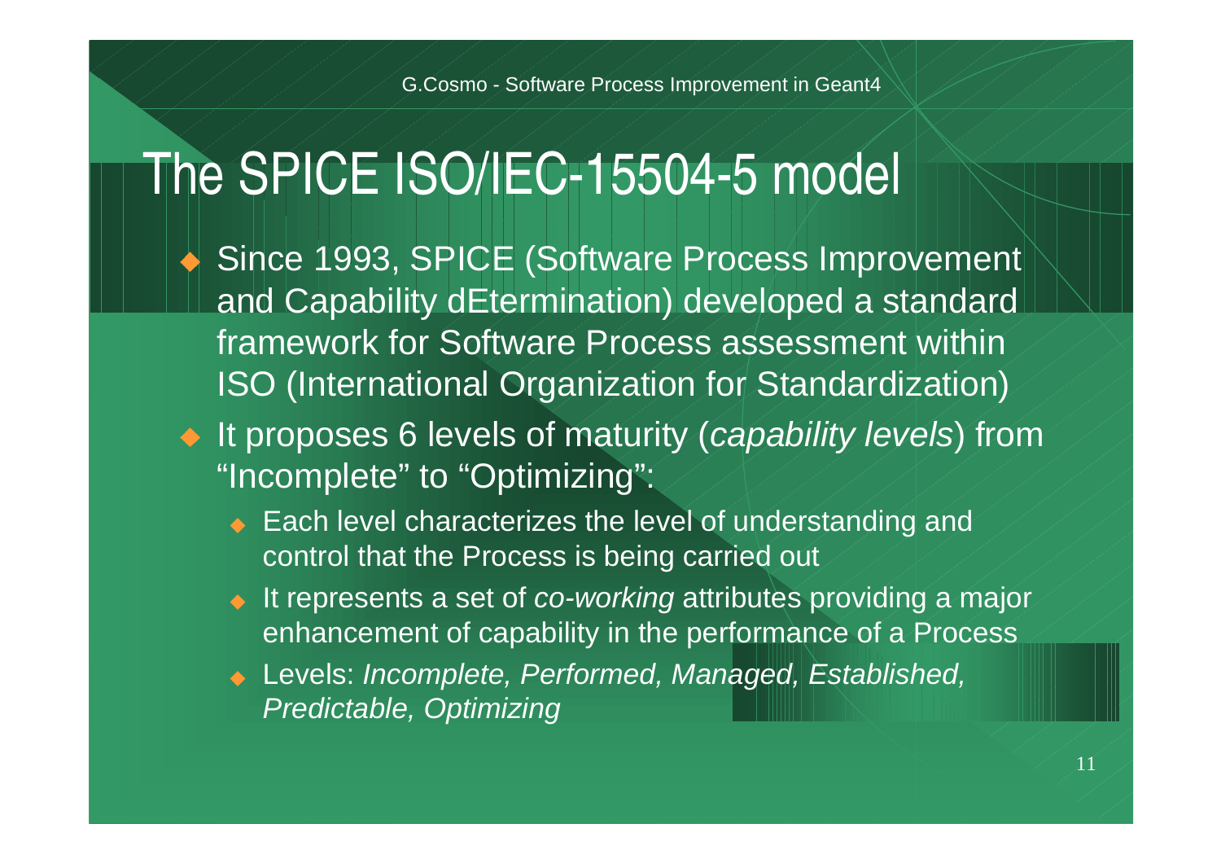# The SPICE ISO/IEC-15504-5 model

- Since 1993, SPICE (Software Process Improvement and Capability dEtermination) developed a standard framework for Software Process assessment within ISO (International Organization for Standardization)
- It proposes 6 levels of maturity (*capability levels*) from “Incomplete” to “Optimizing”:
  - Each level characterizes the level of understanding and control that the Process is being carried out
  - It represents a set of *co-working* attributes providing a major enhancement of capability in the performance of a Process
  - Levels: *Incomplete, Performed, Managed, Established, Predictable, Optimizing*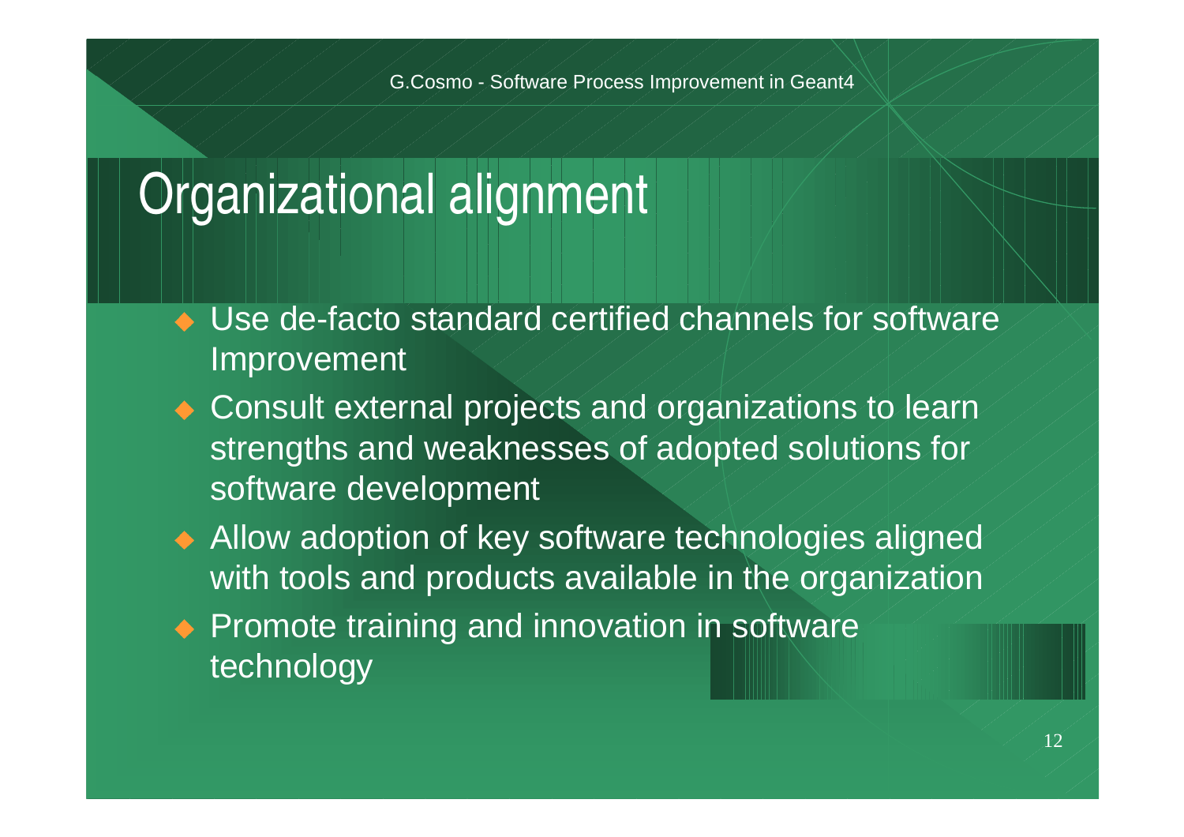# Organizational alignment

- Use de-facto standard certified channels for software Improvement
- Consult external projects and organizations to learn strengths and weaknesses of adopted solutions for software development
- Allow adoption of key software technologies aligned with tools and products available in the organization
- Promote training and innovation in software technology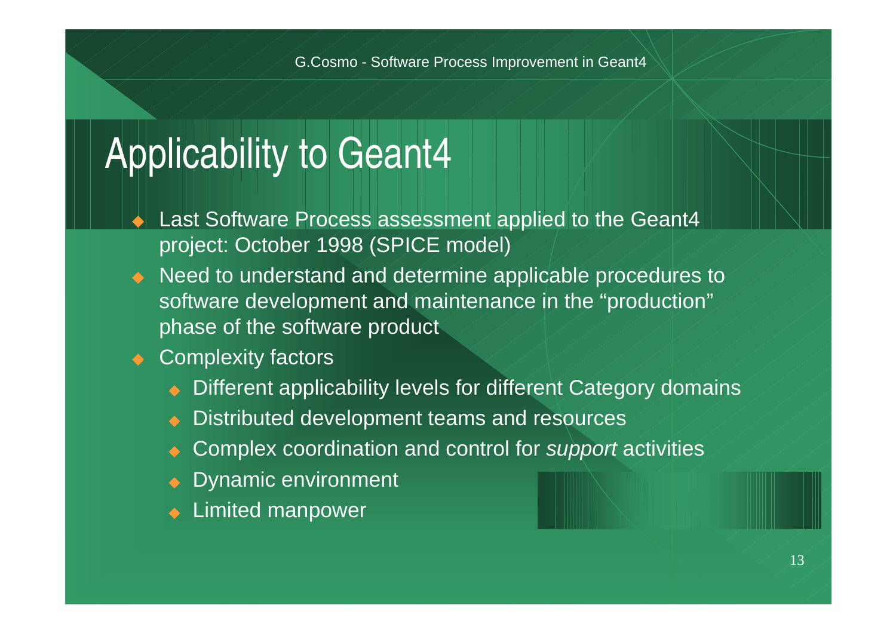# Applicability to Geant4

- Last Software Process assessment applied to the Geant4 project: October 1998 (SPICE model)
- Need to understand and determine applicable procedures to software development and maintenance in the "production" phase of the software product
- Complexity factors
  - Different applicability levels for different Category domains
  - Distributed development teams and resources
  - Complex coordination and control for *support* activities
  - Dynamic environment
  - Limited manpower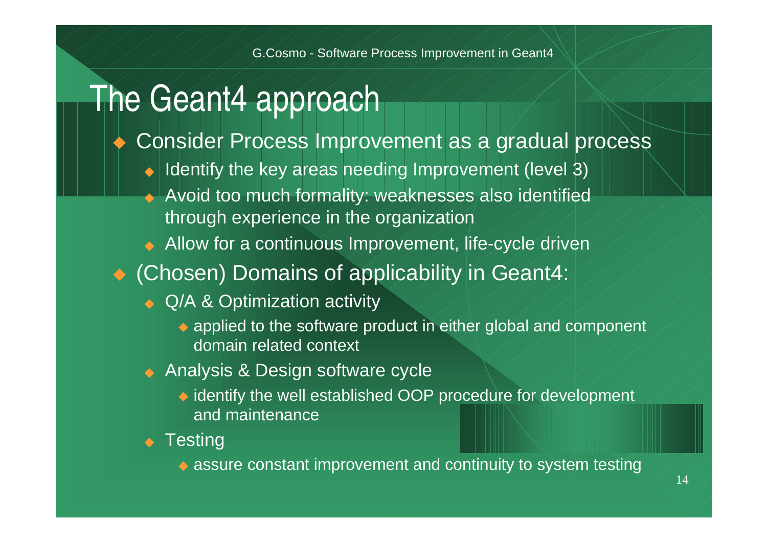# The Geant4 approach

- Consider Process Improvement as a gradual process
  - Identify the key areas needing Improvement (level 3)
  - Avoid too much formality: weaknesses also identified through experience in the organization
  - Allow for a continuous Improvement, life-cycle driven
- (Chosen) Domains of applicability in Geant4:
  - Q/A & Optimization activity
    - applied to the software product in either global and component domain related context
  - Analysis & Design software cycle
    - identify the well established OOP procedure for development and maintenance
  - Testing
    - assure constant improvement and continuity to system testing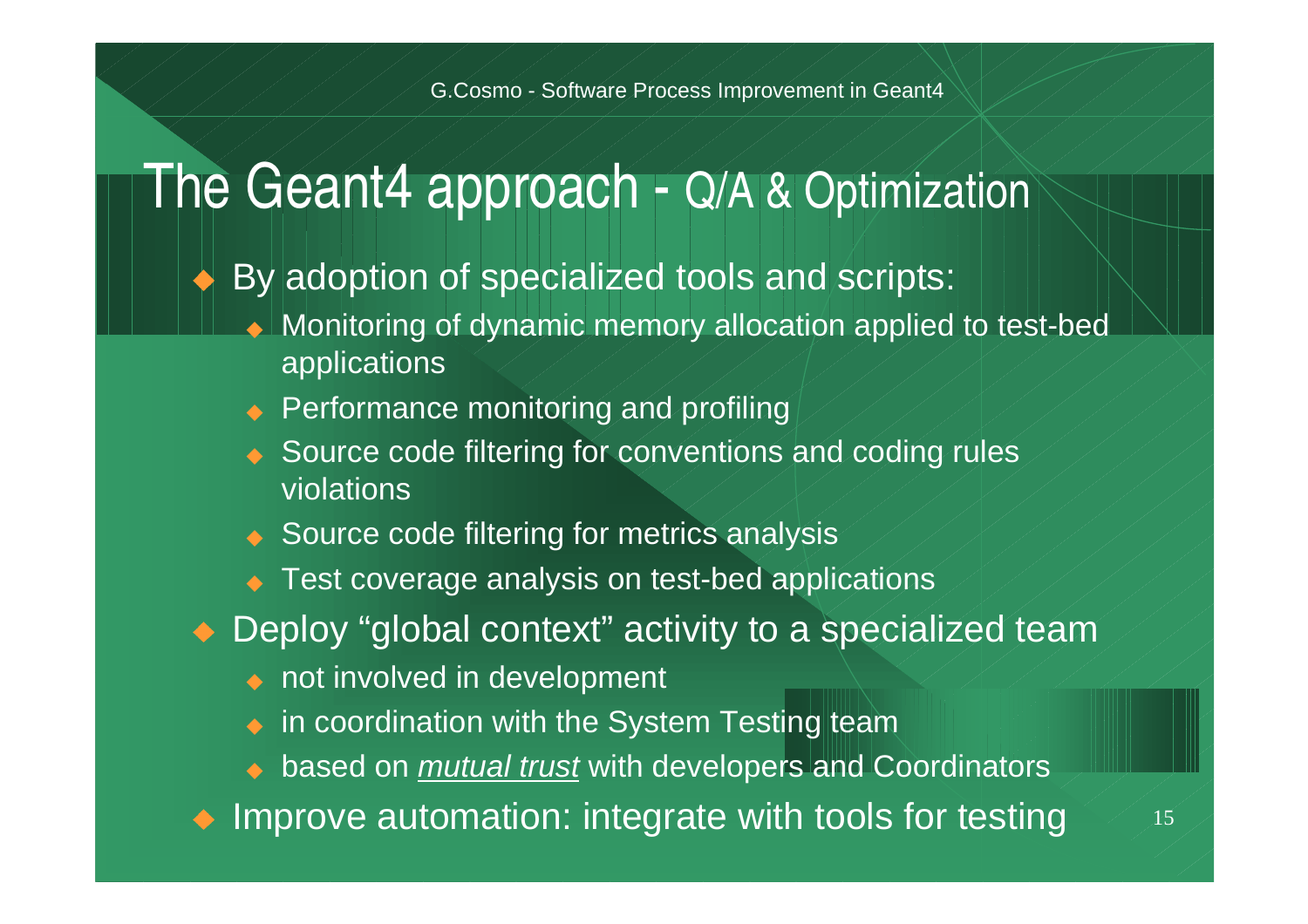# The Geant4 approach - Q/A & Optimization

- By adoption of specialized tools and scripts:
  - Monitoring of dynamic memory allocation applied to test-bed applications
  - Performance monitoring and profiling
  - Source code filtering for conventions and coding rules violations
  - Source code filtering for metrics analysis
  - Test coverage analysis on test-bed applications
- Deploy “global context” activity to a specialized team
  - not involved in development
  - in coordination with the System Testing team
  - based on *mutual trust* with developers and Coordinators
- Improve automation: integrate with tools for testing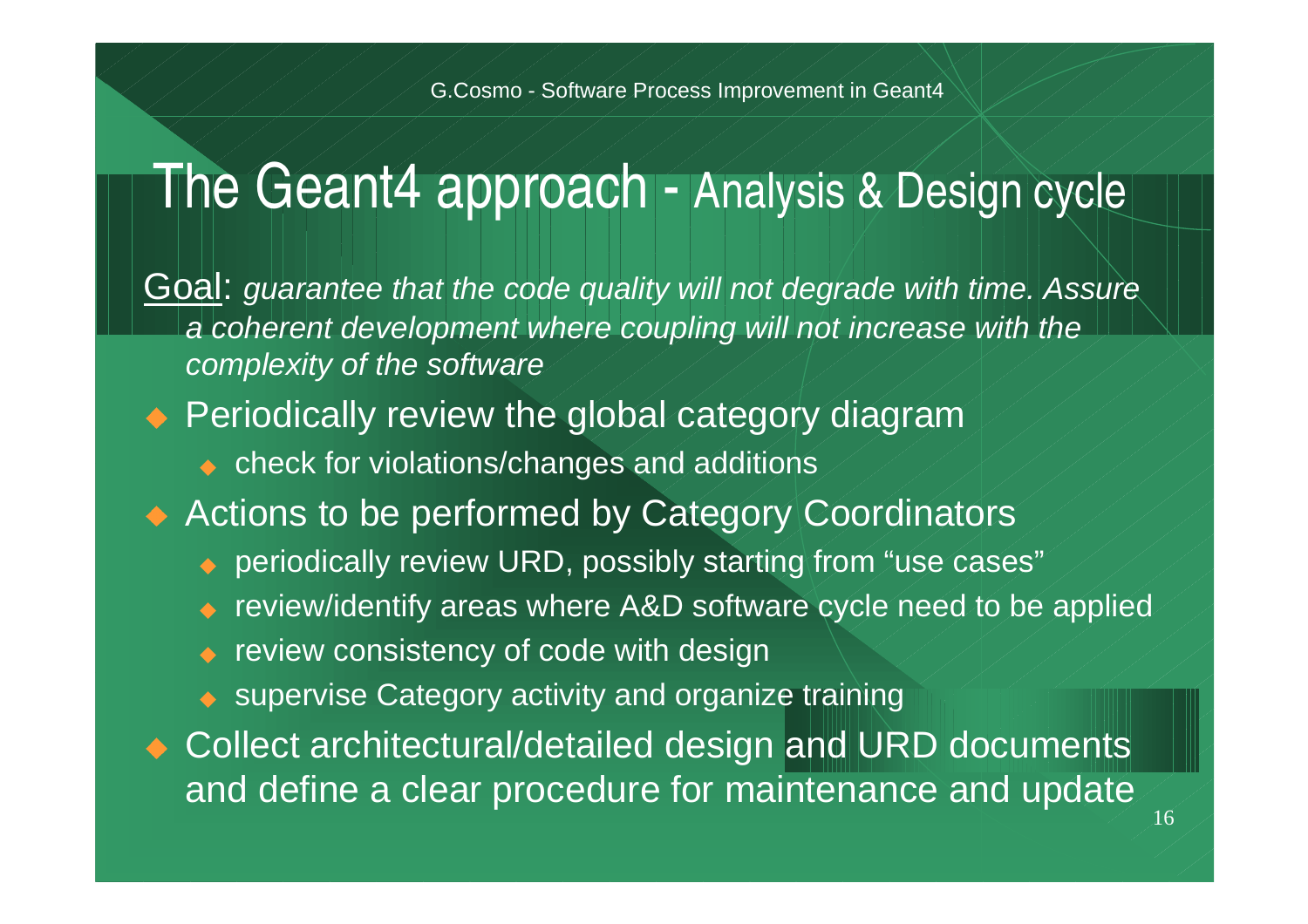# The Geant4 approach - Analysis & Design cycle

Goal: *guarantee that the code quality will not degrade with time. Assure a coherent development where coupling will not increase with the complexity of the software*

- Periodically review the global category diagram
  - check for violations/changes and additions
- Actions to be performed by Category Coordinators
  - periodically review URD, possibly starting from "use cases"
  - review/identify areas where A&D software cycle need to be applied
  - review consistency of code with design
  - supervise Category activity and organize training
- Collect architectural/detailed design and URD documents and define a clear procedure for maintenance and update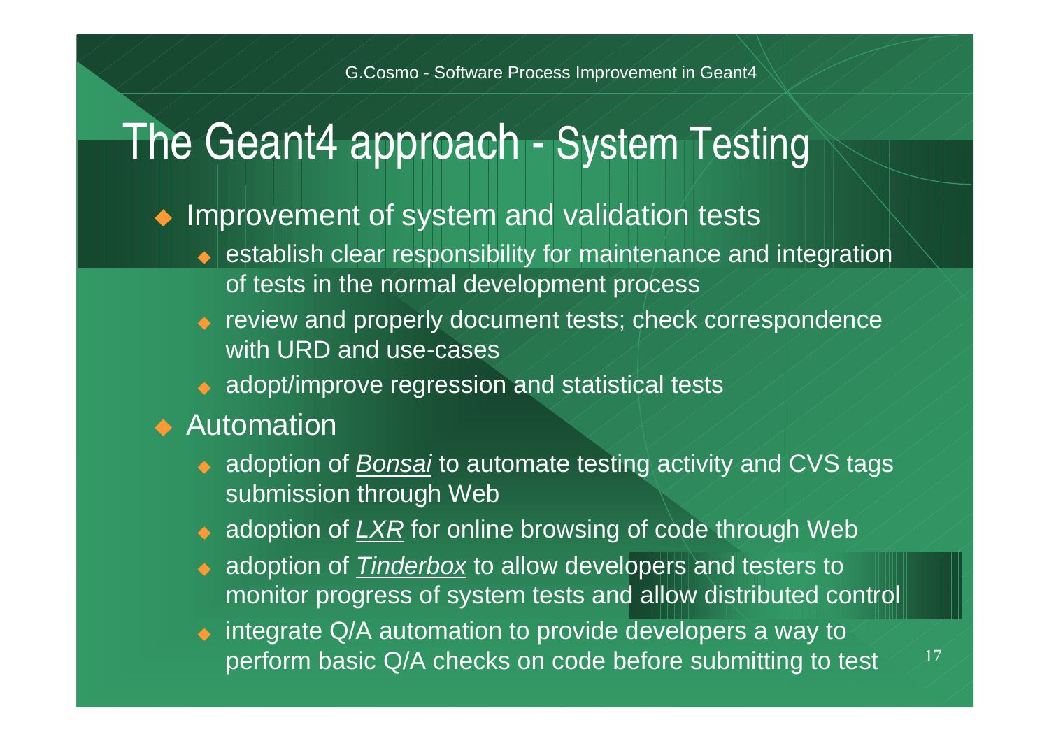# The Geant4 approach - System Testing

- Improvement of system and validation tests
  - establish clear responsibility for maintenance and integration of tests in the normal development process
  - review and properly document tests; check correspondence with URD and use-cases
  - adopt/improve regression and statistical tests
- Automation
  - adoption of *Bonsai* to automate testing activity and CVS tags submission through Web
  - adoption of *LXR* for online browsing of code through Web
  - adoption of *Tinderbox* to allow developers and testers to monitor progress of system tests and allow distributed control
  - integrate Q/A automation to provide developers a way to perform basic Q/A checks on code before submitting to test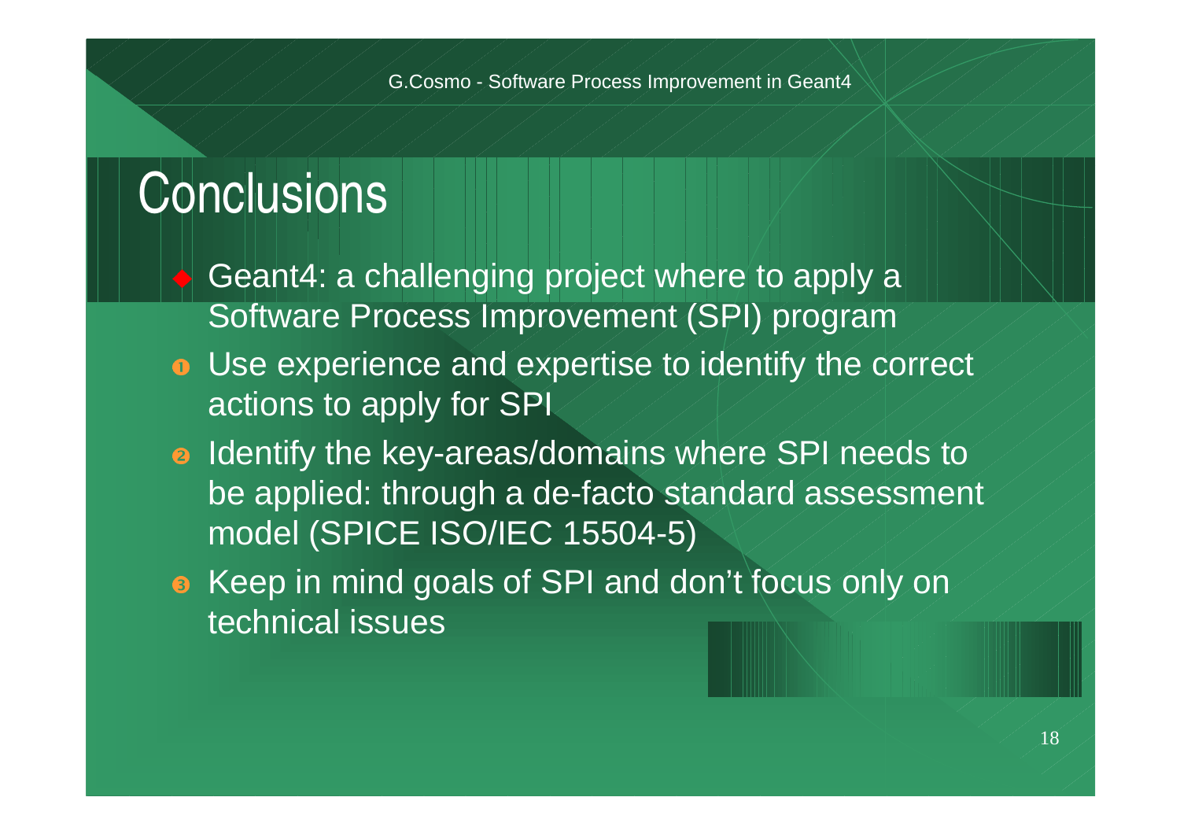# Conclusions

- Geant4: a challenging project where to apply a Software Process Improvement (SPI) program

1. Use experience and expertise to identify the correct actions to apply for SPI
2. Identify the key-areas/domains where SPI needs to be applied: through a de-facto standard assessment model (SPICE ISO/IEC 15504-5)
3. Keep in mind goals of SPI and don't focus only on technical issues